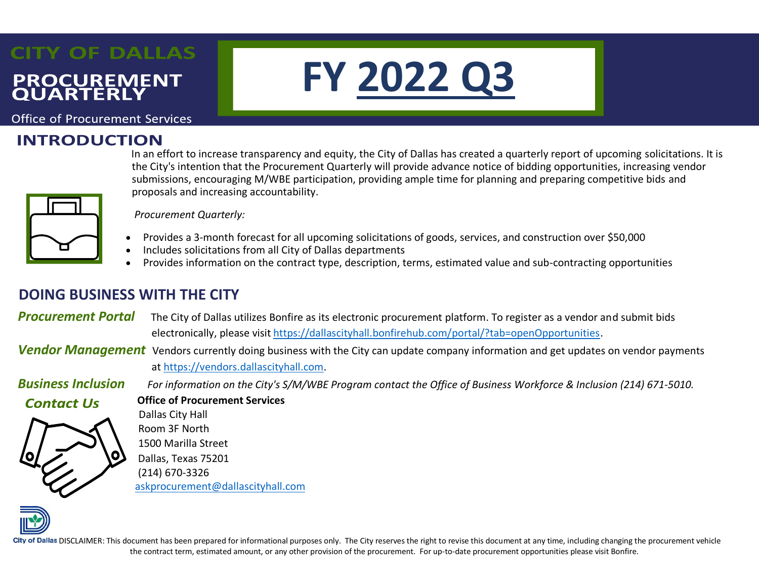# CITY OF DALLAS

## PROCUREMENT QUARTERLY

Office of Procurement Services

# FY 2022 Q3

## INTRODUCTION

In an effort to increase transparency and equity, the City of Dallas has created a quarterly report of upcoming solicitations. It is the City's intention that the Procurement Quarterly will provide advance notice of bidding opportunities, increasing vendor submissions, encouraging M/WBE participation, providing ample time for planning and preparing competitive bids and proposals and increasing accountability.

*Procurement Quarterly:*

- Provides a 3-month forecast for all upcoming solicitations of goods, services, and construction over $50,000
- Includes solicitations from all City of Dallas departments
- Provides information on the contract type, description, terms, estimated value and sub-contracting opportunities

## DOING BUSINESS WITH THE CITY

***Procurement Portal*** The City of Dallas utilizes Bonfire as its electronic procurement platform. To register as a vendor and submit bids electronically, please visit https://dallascityhall.bonfirehub.com/portal/?tab=openOpportunities.

***Vendor Management*** Vendors currently doing business with the City can update company information and get updates on vendor payments at https://vendors.dallascityhall.com.

***Business Inclusion*** *For information on the City's S/M/WBE Program contact the Office of Business Workforce & Inclusion (214) 671-5010.*

***Contact Us***

**Office of Procurement Services**
Dallas City Hall
Room 3F North
1500 Marilla Street
Dallas, Texas 75201
(214) 670-3326
askprocurement@dallascityhall.com

City of Dallas DISCLAIMER: This document has been prepared for informational purposes only. The City reserves the right to revise this document at any time, including changing the procurement vehicle the contract term, estimated amount, or any other provision of the procurement. For up-to-date procurement opportunities please visit Bonfire.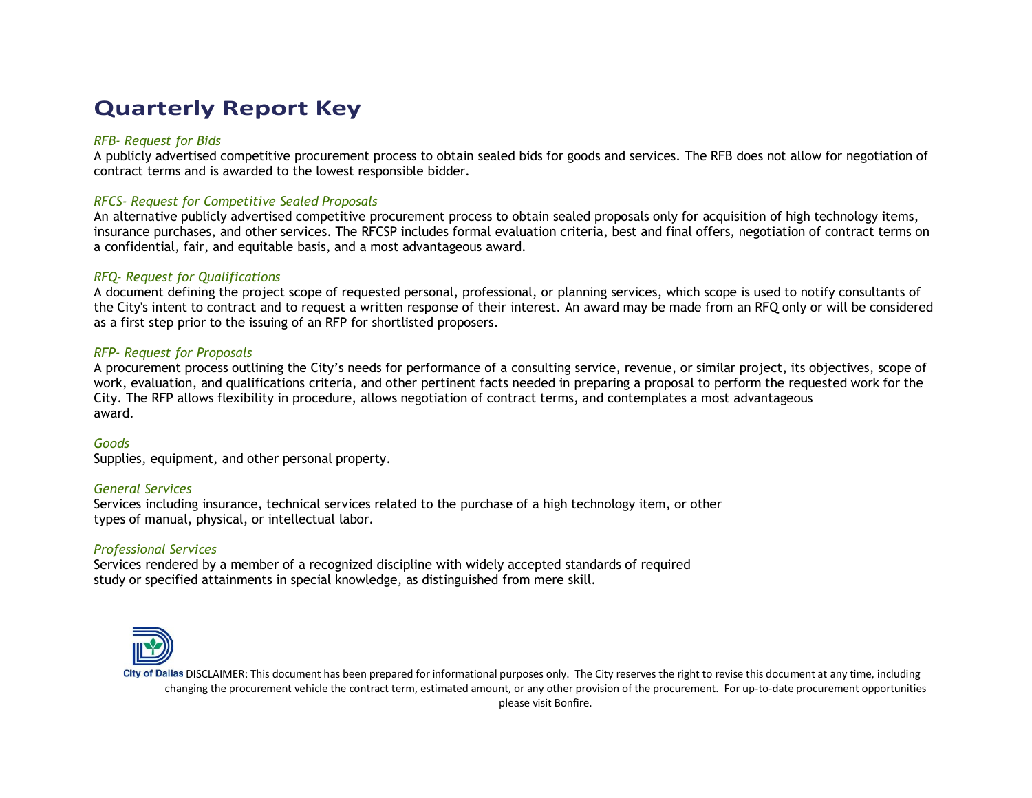# Quarterly Report Key

*RFB- Request for Bids*
A publicly advertised competitive procurement process to obtain sealed bids for goods and services. The RFB does not allow for negotiation of contract terms and is awarded to the lowest responsible bidder.

*RFCS- Request for Competitive Sealed Proposals*
An alternative publicly advertised competitive procurement process to obtain sealed proposals only for acquisition of high technology items, insurance purchases, and other services. The RFCSP includes formal evaluation criteria, best and final offers, negotiation of contract terms on a confidential, fair, and equitable basis, and a most advantageous award.

*RFQ- Request for Qualifications*
A document defining the project scope of requested personal, professional, or planning services, which scope is used to notify consultants of the City's intent to contract and to request a written response of their interest. An award may be made from an RFQ only or will be considered as a first step prior to the issuing of an RFP for shortlisted proposers.

*RFP- Request for Proposals*
A procurement process outlining the City's needs for performance of a consulting service, revenue, or similar project, its objectives, scope of work, evaluation, and qualifications criteria, and other pertinent facts needed in preparing a proposal to perform the requested work for the City. The RFP allows flexibility in procedure, allows negotiation of contract terms, and contemplates a most advantageous award.

*Goods*
Supplies, equipment, and other personal property.

*General Services*
Services including insurance, technical services related to the purchase of a high technology item, or other types of manual, physical, or intellectual labor.

*Professional Services*
Services rendered by a member of a recognized discipline with widely accepted standards of required study or specified attainments in special knowledge, as distinguished from mere skill.

City of Dallas DISCLAIMER: This document has been prepared for informational purposes only. The City reserves the right to revise this document at any time, including changing the procurement vehicle the contract term, estimated amount, or any other provision of the procurement. For up-to-date procurement opportunities please visit Bonfire.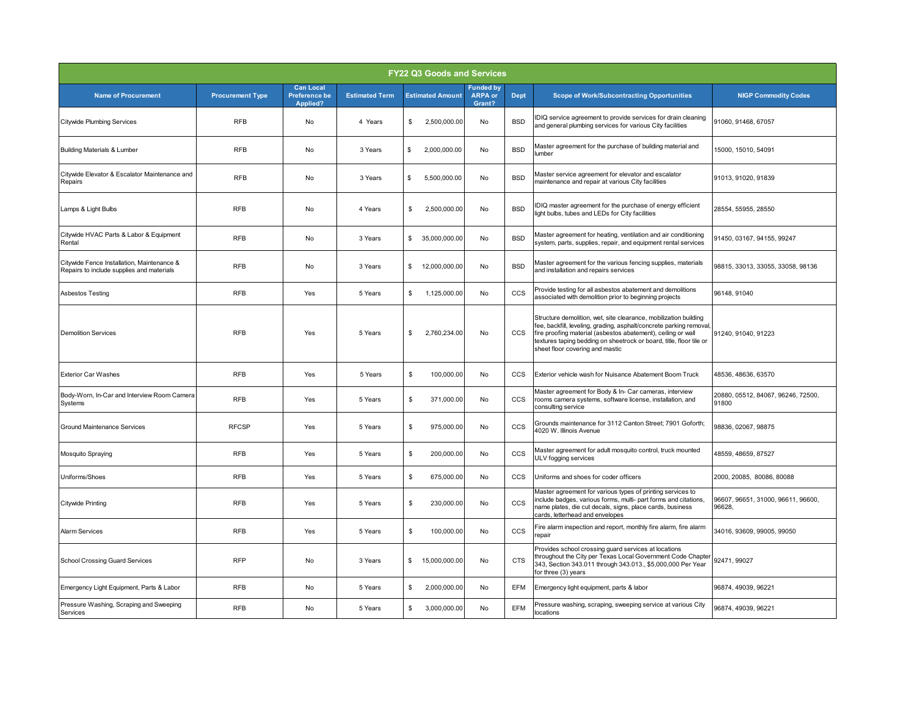| FY22 Q3 Goods and Services | | | | | | | | |
|---|---|---|---|---|---|---|---|---|
| **Name of Procurement** | **Procurement Type** | **Can Local Preference be Applied?** | **Estimated Term** | **Estimated Amount** | **Funded by ARPA or Grant?** | **Dept** | **Scope of Work/Subcontracting Opportunities** | **NIGP Commodity Codes** |
| Citywide Plumbing Services | RFB | No | 4 Years | $ 2,500,000.00 | No | BSD | IDIQ service agreement to provide services for drain cleaning and general plumbing services for various City facilities | 91060, 91468, 67057 |
| Building Materials & Lumber | RFB | No | 3 Years | $ 2,000,000.00 | No | BSD | Master agreement for the purchase of building material and lumber | 15000, 15010, 54091 |
| Citywide Elevator & Escalator Maintenance and Repairs | RFB | No | 3 Years | $ 5,500,000.00 | No | BSD | Master service agreement for elevator and escalator maintenance and repair at various City facilities | 91013, 91020, 91839 |
| Lamps & Light Bulbs | RFB | No | 4 Years | $ 2,500,000.00 | No | BSD | IDIQ master agreement for the purchase of energy efficient light bulbs, tubes and LEDs for City facilities | 28554, 55955, 28550 |
| Citywide HVAC Parts & Labor & Equipment Rental | RFB | No | 3 Years | $ 35,000,000.00 | No | BSD | Master agreement for heating, ventilation and air conditioning system, parts, supplies, repair, and equipment rental services | 91450, 03167, 94155, 99247 |
| Citywide Fence Installation, Maintenance & Repairs to include supplies and materials | RFB | No | 3 Years | $ 12,000,000.00 | No | BSD | Master agreement for the various fencing supplies, materials and installation and repairs services | 98815, 33013, 33055, 33058, 98136 |
| Asbestos Testing | RFB | Yes | 5 Years | $ 1,125,000.00 | No | CCS | Provide testing for all asbestos abatement and demolitions associated with demolition prior to beginning projects | 96148, 91040 |
| Demolition Services | RFB | Yes | 5 Years | $ 2,760,234.00 | No | CCS | Structure demolition, wet, site clearance, mobilization building fee, backfill, leveling, grading, asphalt/concrete parking removal, fire proofing material (asbestos abatement), ceiling or wall textures taping bedding on sheetrock or board, title, floor tile or sheet floor covering and mastic | 91240, 91040, 91223 |
| Exterior Car Washes | RFB | Yes | 5 Years | $ 100,000.00 | No | CCS | Exterior vehicle wash for Nuisance Abatement Boom Truck | 48536, 48636, 63570 |
| Body-Worn, In-Car and Interview Room Camera Systems | RFB | Yes | 5 Years | $ 371,000.00 | No | CCS | Master agreement for Body & In- Car cameras, interview rooms camera systems, software license, installation, and consulting service | 20880, 05512, 84067, 96246, 72500, 91800 |
| Ground Maintenance Services | RFCSP | Yes | 5 Years | $ 975,000.00 | No | CCS | Grounds maintenance for 3112 Canton Street; 7901 Goforth; 4020 W. Illinois Avenue | 98836, 02067, 98875 |
| Mosquito Spraying | RFB | Yes | 5 Years | $ 200,000.00 | No | CCS | Master agreement for adult mosquito control, truck mounted ULV fogging services | 48559, 48659, 87527 |
| Uniforms/Shoes | RFB | Yes | 5 Years | $ 675,000.00 | No | CCS | Uniforms and shoes for coder officers | 2000, 20085, 80086, 80088 |
| Citywide Printing | RFB | Yes | 5 Years | $ 230,000.00 | No | CCS | Master agreement for various types of printing services to include badges, various forms, multi- part forms and citations, name plates, die cut decals, signs, place cards, business cards, letterhead and envelopes | 96607, 96651, 31000, 96611, 96600, 96628, |
| Alarm Services | RFB | Yes | 5 Years | $ 100,000.00 | No | CCS | Fire alarm inspection and report, monthly fire alarm, fire alarm repair | 34016, 93609, 99005, 99050 |
| School Crossing Guard Services | RFP | No | 3 Years | $ 15,000,000.00 | No | CTS | Provides school crossing guard services at locations throughout the City per Texas Local Government Code Chapter 343, Section 343.011 through 343.013., $5,000,000 Per Year for three (3) years | 92471, 99027 |
| Emergency Light Equipment, Parts & Labor | RFB | No | 5 Years | $ 2,000,000.00 | No | EFM | Emergency light equipment, parts & labor | 96874, 49039, 96221 |
| Pressure Washing, Scraping and Sweeping Services | RFB | No | 5 Years | $ 3,000,000.00 | No | EFM | Pressure washing, scraping, sweeping service at various City locations | 96874, 49039, 96221 |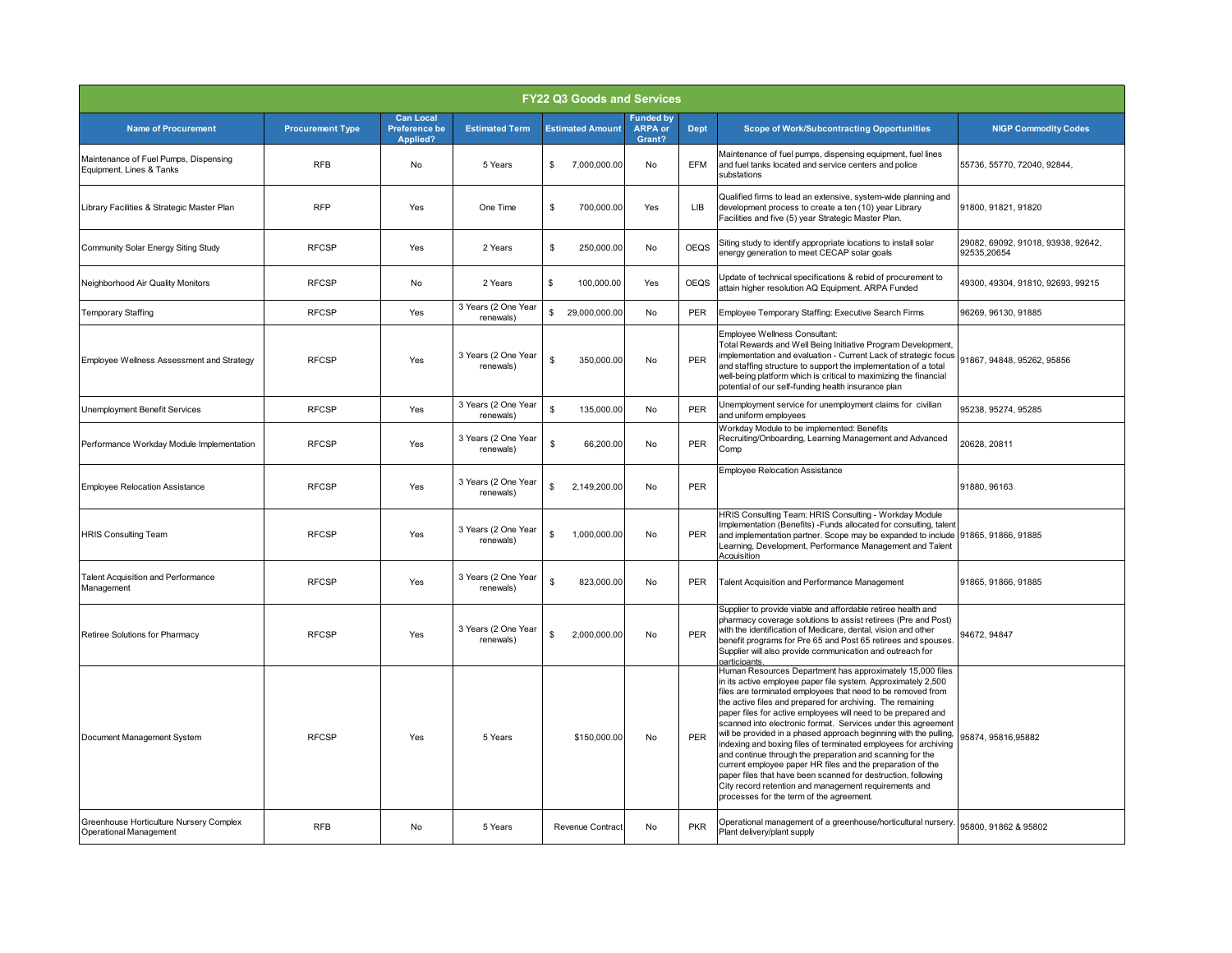| FY22 Q3 Goods and Services | | | | | | | | |
|---|---|---|---|---|---|---|---|---|
| **Name of Procurement** | **Procurement Type** | **Can Local Preference be Applied?** | **Estimated Term** | **Estimated Amount** | **Funded by ARPA or Grant?** | **Dept** | **Scope of Work/Subcontracting Opportunities** | **NIGP Commodity Codes** |
| Maintenance of Fuel Pumps, Dispensing Equipment, Lines & Tanks | RFB | No | 5 Years | $ 7,000,000.00 | No | EFM | Maintenance of fuel pumps, dispensing equipment, fuel lines and fuel tanks located and service centers and police substations | 55736, 55770, 72040, 92844, |
| Library Facilities & Strategic Master Plan | RFP | Yes | One Time | $ 700,000.00 | Yes | LIB | Qualified firms to lead an extensive, system-wide planning and development process to create a ten (10) year Library Facilities and five (5) year Strategic Master Plan. | 91800, 91821, 91820 |
| Community Solar Energy Siting Study | RFCSP | Yes | 2 Years | $ 250,000.00 | No | OEQS | Siting study to identify appropriate locations to install solar energy generation to meet CECAP solar goals | 29082, 69092, 91018, 93938, 92642, 92535,20654 |
| Neighborhood Air Quality Monitors | RFCSP | No | 2 Years | $ 100,000.00 | Yes | OEQS | Update of technical specifications & rebid of procurement to attain higher resolution AQ Equipment. ARPA Funded | 49300, 49304, 91810, 92693, 99215 |
| Temporary Staffing | RFCSP | Yes | 3 Years (2 One Year renewals) | $ 29,000,000.00 | No | PER | Employee Temporary Staffing: Executive Search Firms | 96269, 96130, 91885 |
| Employee Wellness Assessment and Strategy | RFCSP | Yes | 3 Years (2 One Year renewals) | $ 350,000.00 | No | PER | Employee Wellness Consultant: Total Rewards and Well Being Initiative Program Development, implementation and evaluation - Current Lack of strategic focus and staffing structure to support the implementation of a total well-being platform which is critical to maximizing the financial potential of our self-funding health insurance plan | 91867, 94848, 95262, 95856 |
| Unemployment Benefit Services | RFCSP | Yes | 3 Years (2 One Year renewals) | $ 135,000.00 | No | PER | Unemployment service for unemployment claims for civilian and uniform employees | 95238, 95274, 95285 |
| Performance Workday Module Implementation | RFCSP | Yes | 3 Years (2 One Year renewals) | $ 66,200.00 | No | PER | Workday Module to be implemented: Benefits Recruiting/Onboarding, Learning Management and Advanced Comp | 20628, 20811 |
| Employee Relocation Assistance | RFCSP | Yes | 3 Years (2 One Year renewals) | $ 2,149,200.00 | No | PER | Employee Relocation Assistance | 91880, 96163 |
| HRIS Consulting Team | RFCSP | Yes | 3 Years (2 One Year renewals) | $ 1,000,000.00 | No | PER | HRIS Consulting Team: HRIS Consulting - Workday Module Implementation (Benefits) -Funds allocated for consulting, talent and implementation partner. Scope may be expanded to include Learning, Development, Performance Management and Talent Acquisition | 91865, 91866, 91885 |
| Talent Acquisition and Performance Management | RFCSP | Yes | 3 Years (2 One Year renewals) | $ 823,000.00 | No | PER | Talent Acquisition and Performance Management | 91865, 91866, 91885 |
| Retiree Solutions for Pharmacy | RFCSP | Yes | 3 Years (2 One Year renewals) | $ 2,000,000.00 | No | PER | Supplier to provide viable and affordable retiree health and pharmacy coverage solutions to assist retirees (Pre and Post) with the identification of Medicare, dental, vision and other benefit programs for Pre 65 and Post 65 retirees and spouses. Supplier will also provide communication and outreach for participants. | 94672, 94847 |
| Document Management System | RFCSP | Yes | 5 Years | $150,000.00 | No | PER | Human Resources Department has approximately 15,000 files in its active employee paper file system. Approximately 2,500 files are terminated employees that need to be removed from the active files and prepared for archiving. The remaining paper files for active employees will need to be prepared and scanned into electronic format. Services under this agreement will be provided in a phased approach beginning with the pulling, indexing and boxing files of terminated employees for archiving and continue through the preparation and scanning for the current employee paper HR files and the preparation of the paper files that have been scanned for destruction, following City record retention and management requirements and processes for the term of the agreement. | 95874, 95816,95882 |
| Greenhouse Horticulture Nursery Complex Operational Management | RFB | No | 5 Years | Revenue Contract | No | PKR | Operational management of a greenhouse/horticultural nursery. Plant delivery/plant supply | 95800, 91862 & 95802 |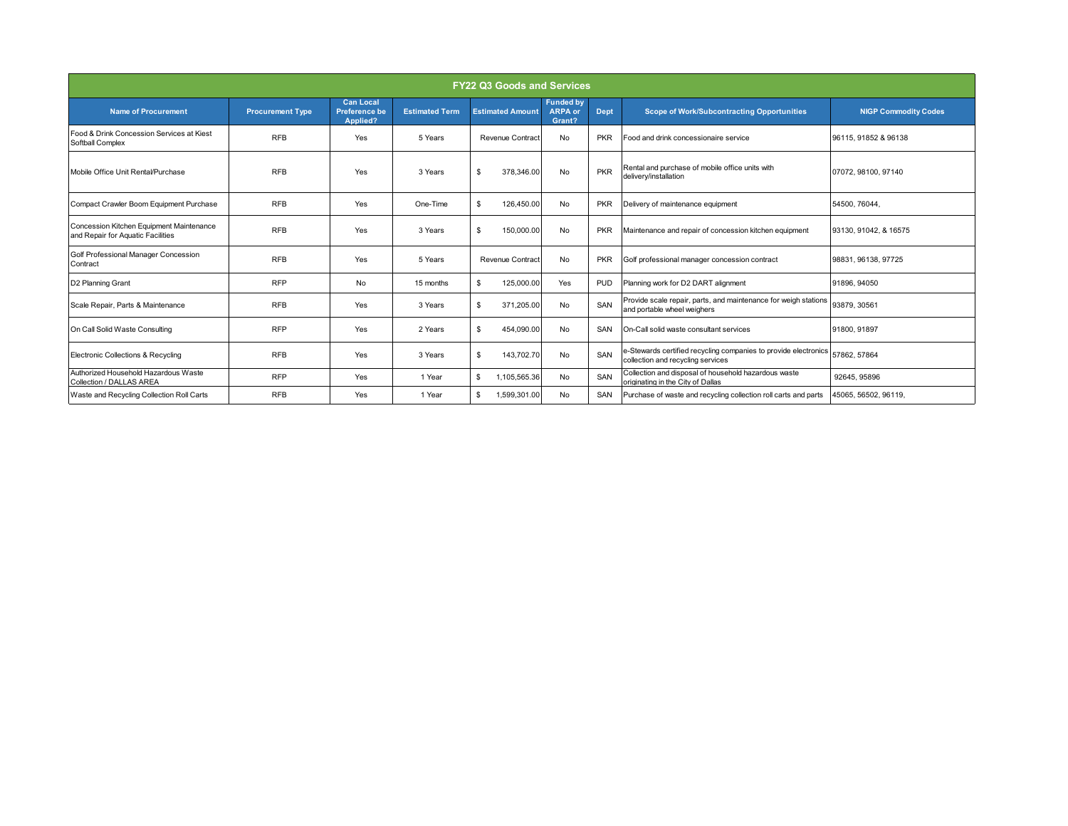| FY22 Q3 Goods and Services | | | | | | | | |
|---|---|---|---|---|---|---|---|---|
| **Name of Procurement** | **Procurement Type** | **Can Local Preference be Applied?** | **Estimated Term** | **Estimated Amount** | **Funded by ARPA or Grant?** | **Dept** | **Scope of Work/Subcontracting Opportunities** | **NIGP Commodity Codes** |
| Food & Drink Concession Services at Kiest Softball Complex | RFB | Yes | 5 Years | Revenue Contract | No | PKR | Food and drink concessionaire service | 96115, 91852 & 96138 |
| Mobile Office Unit Rental/Purchase | RFB | Yes | 3 Years | $ 378,346.00 | No | PKR | Rental and purchase of mobile office units with delivery/installation | 07072, 98100, 97140 |
| Compact Crawler Boom Equipment Purchase | RFB | Yes | One-Time | $ 126,450.00 | No | PKR | Delivery of maintenance equipment | 54500, 76044, |
| Concession Kitchen Equipment Maintenance and Repair for Aquatic Facilities | RFB | Yes | 3 Years | $ 150,000.00 | No | PKR | Maintenance and repair of concession kitchen equipment | 93130, 91042, & 16575 |
| Golf Professional Manager Concession Contract | RFB | Yes | 5 Years | Revenue Contract | No | PKR | Golf professional manager concession contract | 98831, 96138, 97725 |
| D2 Planning Grant | RFP | No | 15 months | $ 125,000.00 | Yes | PUD | Planning work for D2 DART alignment | 91896, 94050 |
| Scale Repair, Parts & Maintenance | RFB | Yes | 3 Years | $ 371,205.00 | No | SAN | Provide scale repair, parts, and maintenance for weigh stations and portable wheel weighers | 93879, 30561 |
| On Call Solid Waste Consulting | RFP | Yes | 2 Years | $ 454,090.00 | No | SAN | On-Call solid waste consultant services | 91800, 91897 |
| Electronic Collections & Recycling | RFB | Yes | 3 Years | $ 143,702.70 | No | SAN | e-Stewards certified recycling companies to provide electronics collection and recycling services | 57862, 57864 |
| Authorized Household Hazardous Waste Collection / DALLAS AREA | RFP | Yes | 1 Year | $ 1,105,565.36 | No | SAN | Collection and disposal of household hazardous waste originating in the City of Dallas | 92645, 95896 |
| Waste and Recycling Collection Roll Carts | RFB | Yes | 1 Year | $ 1,599,301.00 | No | SAN | Purchase of waste and recycling collection roll carts and parts | 45065, 56502, 96119, |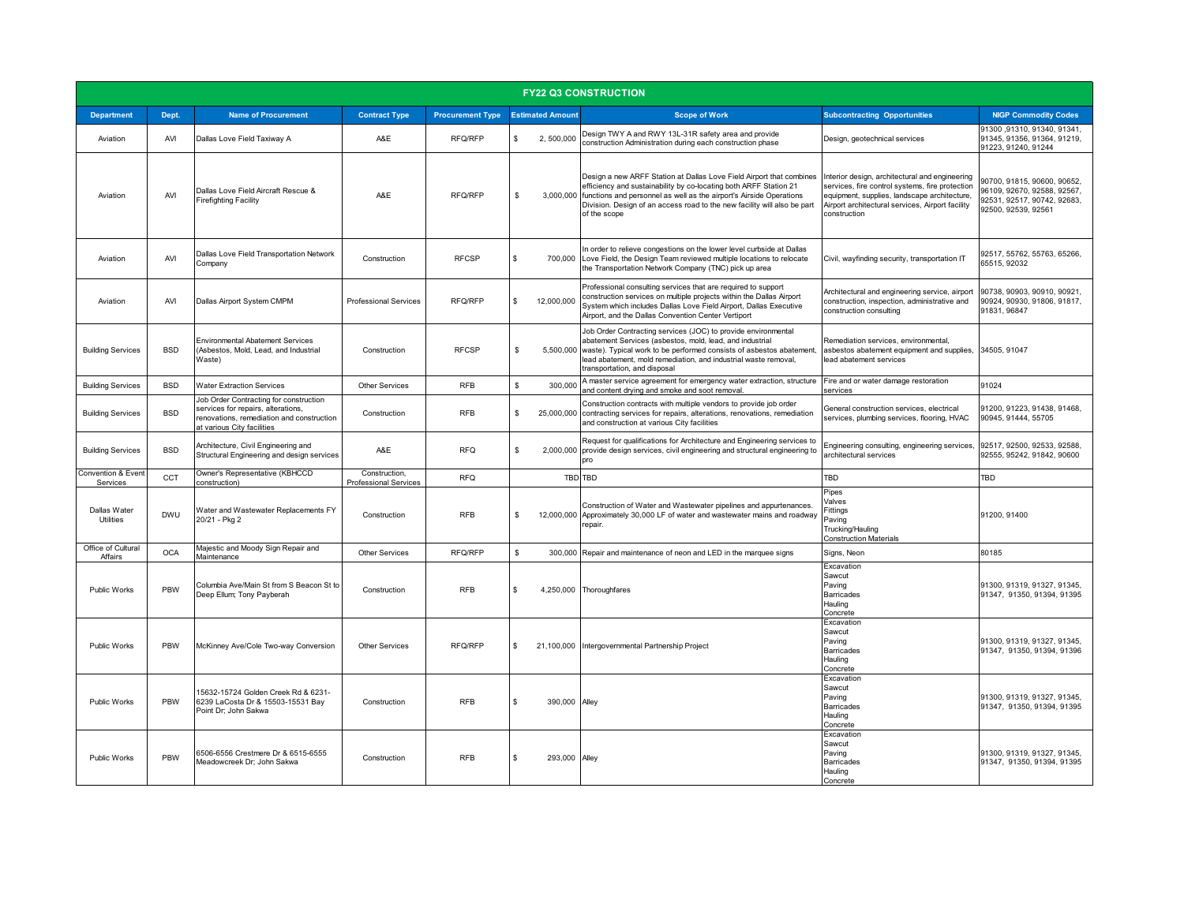| FY22 Q3 CONSTRUCTION | | | | | | | | |
|---|---|---|---|---|---|---|---|---|
| **Department** | **Dept.** | **Name of Procurement** | **Contract Type** | **Procurement Type** | **Estimated Amount** | **Scope of Work** | **Subcontracting Opportunities** | **NIGP Commodity Codes** |
| Aviation | AVI | Dallas Love Field Taxiway A | A&E | RFQ/RFP | $ 2, 500,000 | Design TWY A and RWY 13L-31R safety area and provide construction Administration during each construction phase | Design, geotechnical services | 91300 ,91310, 91340, 91341, 91345, 91356, 91364, 91219, 91223, 91240, 91244 |
| Aviation | AVI | Dallas Love Field Aircraft Rescue & Firefighting Facility | A&E | RFQ/RFP | $ 3,000,000 | Design a new ARFF Station at Dallas Love Field Airport that combines efficiency and sustainability by co-locating both ARFF Station 21 functions and personnel as well as the airport's Airside Operations Division. Design of an access road to the new facility will also be part of the scope | Interior design, architectural and engineering services, fire control systems, fire protection equipment, supplies, landscape architecture, Airport architectural services, Airport facility construction | 90700, 91815, 90600, 90652, 96109, 92670, 92588, 92567, 92531, 92517, 90742, 92683, 92500, 92539, 92561 |
| Aviation | AVI | Dallas Love Field Transportation Network Company | Construction | RFCSP | $ 700,000 | In order to relieve congestions on the lower level curbside at Dallas Love Field, the Design Team reviewed multiple locations to relocate the Transportation Network Company (TNC) pick up area | Civil, wayfinding security, transportation IT | 92517, 55762, 55763, 65266, 65515, 92032 |
| Aviation | AVI | Dallas Airport System CMPM | Professional Services | RFQ/RFP | $ 12,000,000 | Professional consulting services that are required to support construction services on multiple projects within the Dallas Airport System which includes Dallas Love Field Airport, Dallas Executive Airport, and the Dallas Convention Center Vertiport | Architectural and engineering service, airport construction, inspection, administrative and construction consulting | 90738, 90903, 90910, 90921, 90924, 90930, 91806, 91817, 91831, 96847 |
| Building Services | BSD | Environmental Abatement Services (Asbestos, Mold, Lead, and Industrial Waste) | Construction | RFCSP | $ 5,500,000 | Job Order Contracting services (JOC) to provide environmental abatement Services (asbestos, mold, lead, and industrial waste). Typical work to be performed consists of asbestos abatement, lead abatement, mold remediation, and industrial waste removal, transportation, and disposal | Remediation services, environmental, asbestos abatement equipment and supplies, lead abatement services | 34505, 91047 |
| Building Services | BSD | Water Extraction Services | Other Services | RFB | $ 300,000 | A master service agreement for emergency water extraction, structure and content drying and smoke and soot removal. | Fire and or water damage restoration services | 91024 |
| Building Services | BSD | Job Order Contracting for construction services for repairs, alterations, renovations, remediation and construction at various City facilities | Construction | RFB | $ 25,000,000 | Construction contracts with multiple vendors to provide job order contracting services for repairs, alterations, renovations, remediation and construction at various City facilities | General construction services, electrical services, plumbing services, flooring, HVAC | 91200, 91223, 91438, 91468, 90945, 91444, 55705 |
| Building Services | BSD | Architecture, Civil Engineering and Structural Engineering and design services | A&E | RFQ | $ 2,000,000 | Request for qualifications for Architecture and Engineering services to provide design services, civil engineering and structural engineering to pro | Engineering consulting, engineering services, architectural services | 92517, 92500, 92533, 92588, 92555, 95242, 91842, 90600 |
| Convention & Event Services | CCT | Owner's Representative (KBHCCD construction) | Construction, Professional Services | RFQ | TBD | TBD | TBD | TBD |
| Dallas Water Utilities | DWU | Water and Wastewater Replacements FY 20/21 - Pkg 2 | Construction | RFB | $ 12,000,000 | Construction of Water and Wastewater pipelines and appurtenances. Approximately 30,000 LF of water and wastewater mains and roadway repair. | Pipes<br>Valves<br>Fittings<br>Paving<br>Trucking/Hauling<br>Construction Materials | 91200, 91400 |
| Office of Cultural Affairs | OCA | Majestic and Moody Sign Repair and Maintenance | Other Services | RFQ/RFP | $ 300,000 | Repair and maintenance of neon and LED in the marquee signs | Signs, Neon | 80185 |
| Public Works | PBW | Columbia Ave/Main St from S Beacon St to Deep Ellum; Tony Payberah | Construction | RFB | $ 4,250,000 | Thoroughfares | Excavation<br>Sawcut<br>Paving<br>Barricades<br>Hauling<br>Concrete | 91300, 91319, 91327, 91345, 91347, 91350, 91394, 91395 |
| Public Works | PBW | McKinney Ave/Cole Two-way Conversion | Other Services | RFQ/RFP | $ 21,100,000 | Intergovernmental Partnership Project | Excavation<br>Sawcut<br>Paving<br>Barricades<br>Hauling<br>Concrete | 91300, 91319, 91327, 91345, 91347, 91350, 91394, 91396 |
| Public Works | PBW | 15632-15724 Golden Creek Rd & 6231-6239 LaCosta Dr & 15503-15531 Bay Point Dr; John Sakwa | Construction | RFB | $ 390,000 | Alley | Excavation<br>Sawcut<br>Paving<br>Barricades<br>Hauling<br>Concrete | 91300, 91319, 91327, 91345, 91347, 91350, 91394, 91395 |
| Public Works | PBW | 6506-6556 Crestmere Dr & 6515-6555 Meadowcreek Dr; John Sakwa | Construction | RFB | $ 293,000 | Alley | Excavation<br>Sawcut<br>Paving<br>Barricades<br>Hauling<br>Concrete | 91300, 91319, 91327, 91345, 91347, 91350, 91394, 91395 |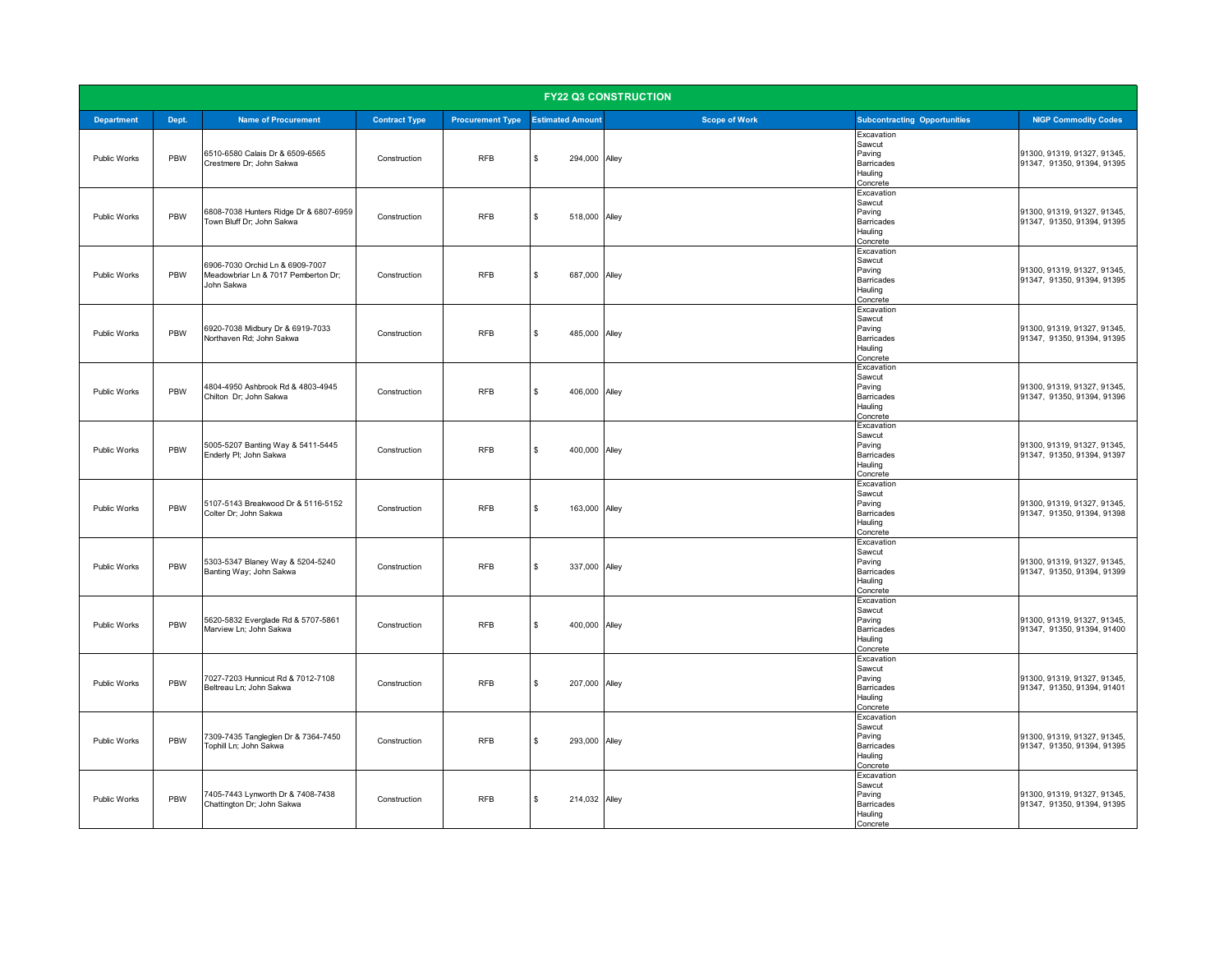| FY22 Q3 CONSTRUCTION | | | | | | | | |
|---|---|---|---|---|---|---|---|---|
| Department | Dept. | Name of Procurement | Contract Type | Procurement Type | Estimated Amount | Scope of Work | Subcontracting Opportunities | NIGP Commodity Codes |
| Public Works | PBW | 6510-6580 Calais Dr & 6509-6565 Crestmere Dr; John Sakwa | Construction | RFB | $ 294,000 | Alley | Excavation<br>Sawcut<br>Paving<br>Barricades<br>Hauling<br>Concrete | 91300, 91319, 91327, 91345, 91347, 91350, 91394, 91395 |
| Public Works | PBW | 6808-7038 Hunters Ridge Dr & 6807-6959 Town Bluff Dr; John Sakwa | Construction | RFB | $ 518,000 | Alley | Excavation<br>Sawcut<br>Paving<br>Barricades<br>Hauling<br>Concrete | 91300, 91319, 91327, 91345, 91347, 91350, 91394, 91395 |
| Public Works | PBW | 6906-7030 Orchid Ln & 6909-7007 Meadowbriar Ln & 7017 Pemberton Dr; John Sakwa | Construction | RFB | $ 687,000 | Alley | Excavation<br>Sawcut<br>Paving<br>Barricades<br>Hauling<br>Concrete | 91300, 91319, 91327, 91345, 91347, 91350, 91394, 91395 |
| Public Works | PBW | 6920-7038 Midbury Dr & 6919-7033 Northaven Rd; John Sakwa | Construction | RFB | $ 485,000 | Alley | Excavation<br>Sawcut<br>Paving<br>Barricades<br>Hauling<br>Concrete | 91300, 91319, 91327, 91345, 91347, 91350, 91394, 91395 |
| Public Works | PBW | 4804-4950 Ashbrook Rd & 4803-4945 Chilton Dr; John Sakwa | Construction | RFB | $ 406,000 | Alley | Excavation<br>Sawcut<br>Paving<br>Barricades<br>Hauling<br>Concrete | 91300, 91319, 91327, 91345, 91347, 91350, 91394, 91396 |
| Public Works | PBW | 5005-5207 Banting Way & 5411-5445 Enderly Pl; John Sakwa | Construction | RFB | $ 400,000 | Alley | Excavation<br>Sawcut<br>Paving<br>Barricades<br>Hauling<br>Concrete | 91300, 91319, 91327, 91345, 91347, 91350, 91394, 91397 |
| Public Works | PBW | 5107-5143 Breakwood Dr & 5116-5152 Colter Dr; John Sakwa | Construction | RFB | $ 163,000 | Alley | Excavation<br>Sawcut<br>Paving<br>Barricades<br>Hauling<br>Concrete | 91300, 91319, 91327, 91345, 91347, 91350, 91394, 91398 |
| Public Works | PBW | 5303-5347 Blaney Way & 5204-5240 Banting Way; John Sakwa | Construction | RFB | $ 337,000 | Alley | Excavation<br>Sawcut<br>Paving<br>Barricades<br>Hauling<br>Concrete | 91300, 91319, 91327, 91345, 91347, 91350, 91394, 91399 |
| Public Works | PBW | 5620-5832 Everglade Rd & 5707-5861 Marview Ln; John Sakwa | Construction | RFB | $ 400,000 | Alley | Excavation<br>Sawcut<br>Paving<br>Barricades<br>Hauling<br>Concrete | 91300, 91319, 91327, 91345, 91347, 91350, 91394, 91400 |
| Public Works | PBW | 7027-7203 Hunnicut Rd & 7012-7108 Beltreau Ln; John Sakwa | Construction | RFB | $ 207,000 | Alley | Excavation<br>Sawcut<br>Paving<br>Barricades<br>Hauling<br>Concrete | 91300, 91319, 91327, 91345, 91347, 91350, 91394, 91401 |
| Public Works | PBW | 7309-7435 Tangleglen Dr & 7364-7450 Tophill Ln; John Sakwa | Construction | RFB | $ 293,000 | Alley | Excavation<br>Sawcut<br>Paving<br>Barricades<br>Hauling<br>Concrete | 91300, 91319, 91327, 91345, 91347, 91350, 91394, 91395 |
| Public Works | PBW | 7405-7443 Lynworth Dr & 7408-7438 Chattington Dr; John Sakwa | Construction | RFB | $ 214,032 | Alley | Excavation<br>Sawcut<br>Paving<br>Barricades<br>Hauling<br>Concrete | 91300, 91319, 91327, 91345, 91347, 91350, 91394, 91395 |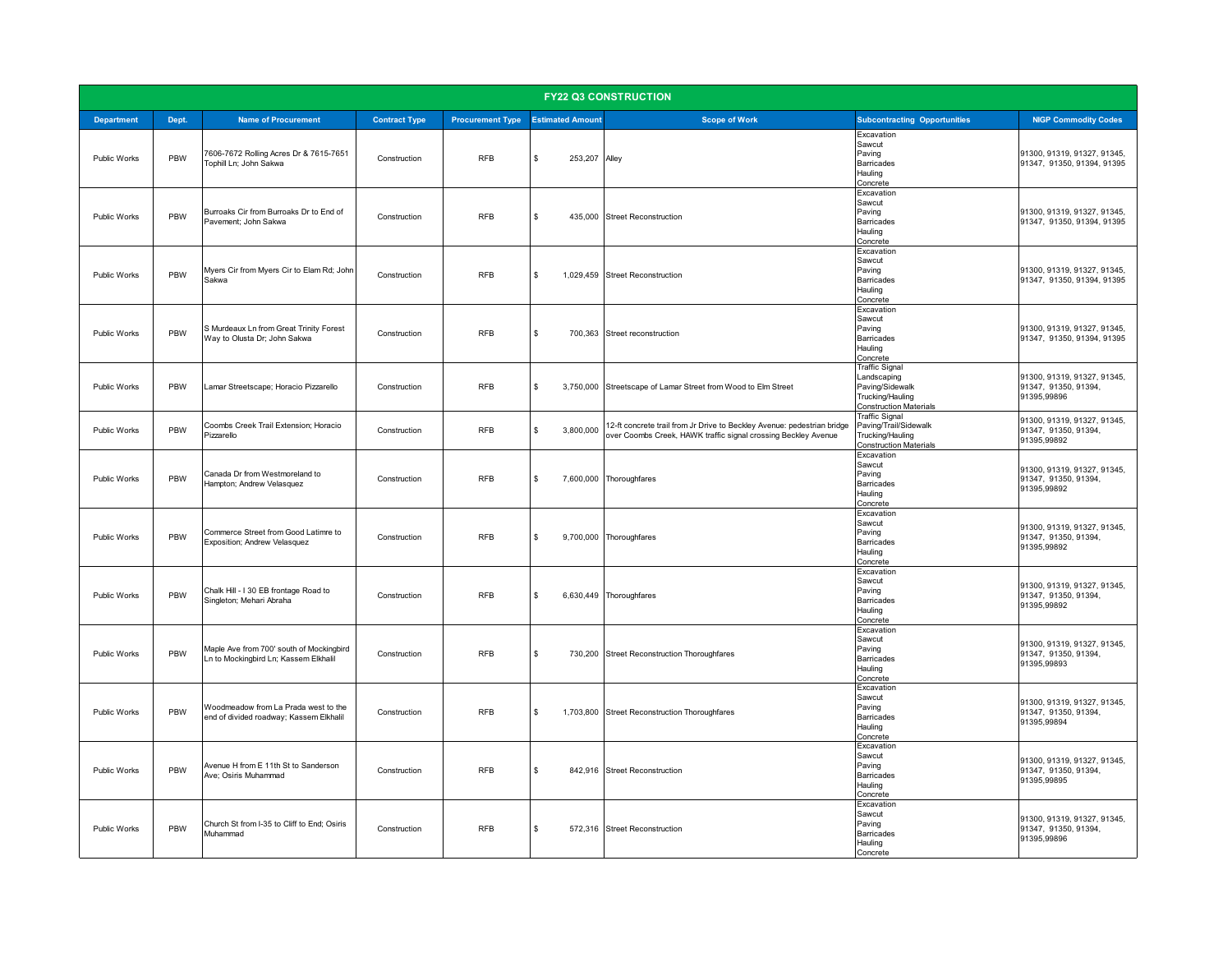| FY22 Q3 CONSTRUCTION | | | | | | | | |
|---|---|---|---|---|---|---|---|---|
| **Department** | **Dept.** | **Name of Procurement** | **Contract Type** | **Procurement Type** | **Estimated Amount** | **Scope of Work** | **Subcontracting Opportunities** | **NIGP Commodity Codes** |
| Public Works | PBW | 7606-7672 Rolling Acres Dr & 7615-7651 Tophill Ln; John Sakwa | Construction | RFB | $ 253,207 | Alley | Excavation<br>Sawcut<br>Paving<br>Barricades<br>Hauling<br>Concrete | 91300, 91319, 91327, 91345, 91347, 91350, 91394, 91395 |
| Public Works | PBW | Burroaks Cir from Burroaks Dr to End of Pavement; John Sakwa | Construction | RFB | $ 435,000 | Street Reconstruction | Excavation<br>Sawcut<br>Paving<br>Barricades<br>Hauling<br>Concrete | 91300, 91319, 91327, 91345, 91347, 91350, 91394, 91395 |
| Public Works | PBW | Myers Cir from Myers Cir to Elam Rd; John Sakwa | Construction | RFB | $ 1,029,459 | Street Reconstruction | Excavation<br>Sawcut<br>Paving<br>Barricades<br>Hauling<br>Concrete | 91300, 91319, 91327, 91345, 91347, 91350, 91394, 91395 |
| Public Works | PBW | S Murdeaux Ln from Great Trinity Forest Way to Olusta Dr; John Sakwa | Construction | RFB | $ 700,363 | Street reconstruction | Excavation<br>Sawcut<br>Paving<br>Barricades<br>Hauling<br>Concrete | 91300, 91319, 91327, 91345, 91347, 91350, 91394, 91395 |
| Public Works | PBW | Lamar Streetscape; Horacio Pizzarello | Construction | RFB | $ 3,750,000 | Streetscape of Lamar Street from Wood to Elm Street | Traffic Signal<br>Landscaping<br>Paving/Sidewalk<br>Trucking/Hauling<br>Construction Materials | 91300, 91319, 91327, 91345, 91347, 91350, 91394, 91395,99896 |
| Public Works | PBW | Coombs Creek Trail Extension; Horacio Pizzarello | Construction | RFB | $ 3,800,000 | 12-ft concrete trail from Jr Drive to Beckley Avenue: pedestrian bridge over Coombs Creek, HAWK traffic signal crossing Beckley Avenue | Traffic Signal<br>Paving/Trail/Sidewalk<br>Trucking/Hauling<br>Construction Materials | 91300, 91319, 91327, 91345, 91347, 91350, 91394, 91395,99892 |
| Public Works | PBW | Canada Dr from Westmoreland to Hampton; Andrew Velasquez | Construction | RFB | $ 7,600,000 | Thoroughfares | Excavation<br>Sawcut<br>Paving<br>Barricades<br>Hauling<br>Concrete | 91300, 91319, 91327, 91345, 91347, 91350, 91394, 91395,99892 |
| Public Works | PBW | Commerce Street from Good Latimre to Exposition; Andrew Velasquez | Construction | RFB | $ 9,700,000 | Thoroughfares | Excavation<br>Sawcut<br>Paving<br>Barricades<br>Hauling<br>Concrete | 91300, 91319, 91327, 91345, 91347, 91350, 91394, 91395,99892 |
| Public Works | PBW | Chalk Hill - I 30 EB frontage Road to Singleton; Mehari Abraha | Construction | RFB | $ 6,630,449 | Thoroughfares | Excavation<br>Sawcut<br>Paving<br>Barricades<br>Hauling<br>Concrete | 91300, 91319, 91327, 91345, 91347, 91350, 91394, 91395,99892 |
| Public Works | PBW | Maple Ave from 700' south of Mockingbird Ln to Mockingbird Ln; Kassem Elkhalil | Construction | RFB | $ 730,200 | Street Reconstruction Thoroughfares | Excavation<br>Sawcut<br>Paving<br>Barricades<br>Hauling<br>Concrete | 91300, 91319, 91327, 91345, 91347, 91350, 91394, 91395,99893 |
| Public Works | PBW | Woodmeadow from La Prada west to the end of divided roadway; Kassem Elkhalil | Construction | RFB | $ 1,703,800 | Street Reconstruction Thoroughfares | Excavation<br>Sawcut<br>Paving<br>Barricades<br>Hauling<br>Concrete | 91300, 91319, 91327, 91345, 91347, 91350, 91394, 91395,99894 |
| Public Works | PBW | Avenue H from E 11th St to Sanderson Ave; Osiris Muhammad | Construction | RFB | $ 842,916 | Street Reconstruction | Excavation<br>Sawcut<br>Paving<br>Barricades<br>Hauling<br>Concrete | 91300, 91319, 91327, 91345, 91347, 91350, 91394, 91395,99895 |
| Public Works | PBW | Church St from I-35 to Cliff to End; Osiris Muhammad | Construction | RFB | $ 572,316 | Street Reconstruction | Excavation<br>Sawcut<br>Paving<br>Barricades<br>Hauling<br>Concrete | 91300, 91319, 91327, 91345, 91347, 91350, 91394, 91395,99896 |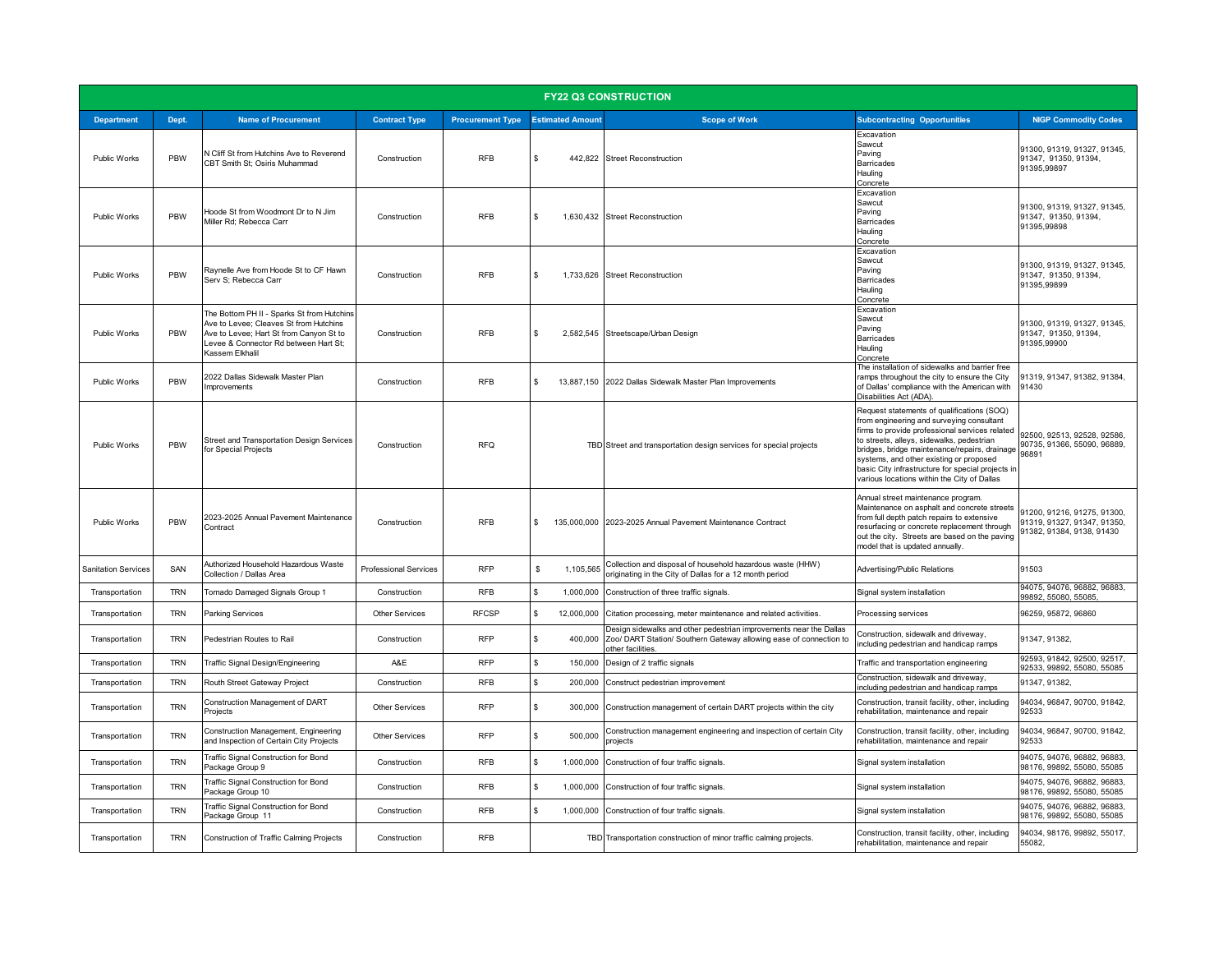| FY22 Q3 CONSTRUCTION | | | | | | | | |
|---|---|---|---|---|---|---|---|---|
| **Department** | **Dept.** | **Name of Procurement** | **Contract Type** | **Procurement Type** | **Estimated Amount** | **Scope of Work** | **Subcontracting Opportunities** | **NIGP Commodity Codes** |
| Public Works | PBW | N Cliff St from Hutchins Ave to Reverend CBT Smith St; Osiris Muhammad | Construction | RFB | $ 442,822 | Street Reconstruction | Excavation<br>Sawcut<br>Paving<br>Barricades<br>Hauling<br>Concrete | 91300, 91319, 91327, 91345, 91347, 91350, 91394, 91395,99897 |
| Public Works | PBW | Hoode St from Woodmont Dr to N Jim Miller Rd; Rebecca Carr | Construction | RFB | $ 1,630,432 | Street Reconstruction | Excavation<br>Sawcut<br>Paving<br>Barricades<br>Hauling<br>Concrete | 91300, 91319, 91327, 91345, 91347, 91350, 91394, 91395,99898 |
| Public Works | PBW | Raynelle Ave from Hoode St to CF Hawn Serv S; Rebecca Carr | Construction | RFB | $ 1,733,626 | Street Reconstruction | Excavation<br>Sawcut<br>Paving<br>Barricades<br>Hauling<br>Concrete | 91300, 91319, 91327, 91345, 91347, 91350, 91394, 91395,99899 |
| Public Works | PBW | The Bottom PH II - Sparks St from Hutchins Ave to Levee; Cleaves St from Hutchins Ave to Levee; Hart St from Canyon St to Levee & Connector Rd between Hart St; Kassem Elkhalil | Construction | RFB | $ 2,582,545 | Streetscape/Urban Design | Excavation<br>Sawcut<br>Paving<br>Barricades<br>Hauling<br>Concrete | 91300, 91319, 91327, 91345, 91347, 91350, 91394, 91395,99900 |
| Public Works | PBW | 2022 Dallas Sidewalk Master Plan Improvements | Construction | RFB | $ 13,887,150 | 2022 Dallas Sidewalk Master Plan Improvements | The installation of sidewalks and barrier free ramps throughout the city to ensure the City of Dallas' compliance with the American with Disabilities Act (ADA). | 91319, 91347, 91382, 91384, 91430 |
| Public Works | PBW | Street and Transportation Design Services for Special Projects | Construction | RFQ | TBD | Street and transportation design services for special projects | Request statements of qualifications (SOQ) from engineering and surveying consultant firms to provide professional services related to streets, alleys, sidewalks, pedestrian bridges, bridge maintenance/repairs, drainage systems, and other existing or proposed basic City infrastructure for special projects in various locations within the City of Dallas | 92500, 92513, 92528, 92586, 90735, 91366, 55090, 96889, 96891 |
| Public Works | PBW | 2023-2025 Annual Pavement Maintenance Contract | Construction | RFB | $ 135,000,000 | 2023-2025 Annual Pavement Maintenance Contract | Annual street maintenance program. Maintenance on asphalt and concrete streets from full depth patch repairs to extensive resurfacing or concrete replacement through out the city. Streets are based on the paving model that is updated annually. | 91200, 91216, 91275, 91300, 91319, 91327, 91347, 91350, 91382, 91384, 9138, 91430 |
| Sanitation Services | SAN | Authorized Household Hazardous Waste Collection / Dallas Area | Professional Services | RFP | $ 1,105,565 | Collection and disposal of household hazardous waste (HHW) originating in the City of Dallas for a 12 month period | Advertising/Public Relations | 91503 |
| Transportation | TRN | Tornado Damaged Signals Group 1 | Construction | RFB | $ 1,000,000 | Construction of three traffic signals. | Signal system installation | 94075, 94076, 96882, 96883, 99892, 55080, 55085, |
| Transportation | TRN | Parking Services | Other Services | RFCSP | $ 12,000,000 | Citation processing, meter maintenance and related activities. | Processing services | 96259, 95872, 96860 |
| Transportation | TRN | Pedestrian Routes to Rail | Construction | RFP | $ 400,000 | Design sidewalks and other pedestrian improvements near the Dallas Zoo/ DART Station/ Southern Gateway allowing ease of connection to other facilities. | Construction, sidewalk and driveway, including pedestrian and handicap ramps | 91347, 91382, |
| Transportation | TRN | Traffic Signal Design/Engineering | A&E | RFP | $ 150,000 | Design of 2 traffic signals | Traffic and transportation engineering | 92593, 91842, 92500, 92517, 92533, 99892, 55080, 55085 |
| Transportation | TRN | Routh Street Gateway Project | Construction | RFB | $ 200,000 | Construct pedestrian improvement | Construction, sidewalk and driveway, including pedestrian and handicap ramps | 91347, 91382, |
| Transportation | TRN | Construction Management of DART Projects | Other Services | RFP | $ 300,000 | Construction management of certain DART projects within the city | Construction, transit facility, other, including rehabilitation, maintenance and repair | 94034, 96847, 90700, 91842, 92533 |
| Transportation | TRN | Construction Management, Engineering and Inspection of Certain City Projects | Other Services | RFP | $ 500,000 | Construction management engineering and inspection of certain City projects | Construction, transit facility, other, including rehabilitation, maintenance and repair | 94034, 96847, 90700, 91842, 92533 |
| Transportation | TRN | Traffic Signal Construction for Bond Package Group 9 | Construction | RFB | $ 1,000,000 | Construction of four traffic signals. | Signal system installation | 94075, 94076, 96882, 96883, 98176, 99892, 55080, 55085 |
| Transportation | TRN | Traffic Signal Construction for Bond Package Group 10 | Construction | RFB | $ 1,000,000 | Construction of four traffic signals. | Signal system installation | 94075, 94076, 96882, 96883, 98176, 99892, 55080, 55085 |
| Transportation | TRN | Traffic Signal Construction for Bond Package Group 11 | Construction | RFB | $ 1,000,000 | Construction of four traffic signals. | Signal system installation | 94075, 94076, 96882, 96883, 98176, 99892, 55080, 55085 |
| Transportation | TRN | Construction of Traffic Calming Projects | Construction | RFB | TBD | Transportation construction of minor traffic calming projects. | Construction, transit facility, other, including rehabilitation, maintenance and repair | 94034, 98176, 99892, 55017, 55082, |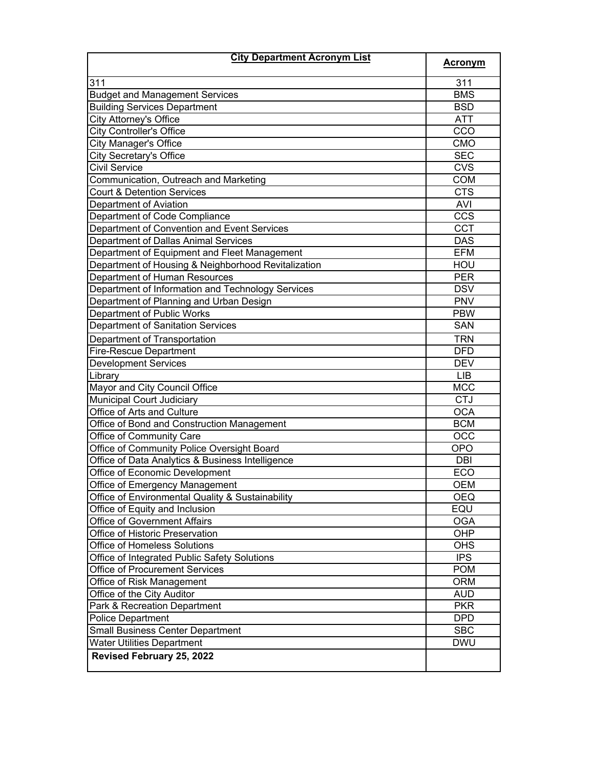| City Department Acronym List | Acronym |
|---|---|
| 311 | 311 |
| Budget and Management Services | BMS |
| Building Services Department | BSD |
| City Attorney's Office | ATT |
| City Controller's Office | CCO |
| City Manager's Office | CMO |
| City Secretary's Office | SEC |
| Civil Service | CVS |
| Communication, Outreach and Marketing | COM |
| Court & Detention Services | CTS |
| Department of Aviation | AVI |
| Department of Code Compliance | CCS |
| Department of Convention and Event Services | CCT |
| Department of Dallas Animal Services | DAS |
| Department of Equipment and Fleet Management | EFM |
| Department of Housing & Neighborhood Revitalization | HOU |
| Department of Human Resources | PER |
| Department of Information and Technology Services | DSV |
| Department of Planning and Urban Design | PNV |
| Department of Public Works | PBW |
| Department of Sanitation Services | SAN |
| Department of Transportation | TRN |
| Fire-Rescue Department | DFD |
| Development Services | DEV |
| Library | LIB |
| Mayor and City Council Office | MCC |
| Municipal Court Judiciary | CTJ |
| Office of Arts and Culture | OCA |
| Office of Bond and Construction Management | BCM |
| Office of Community Care | OCC |
| Office of Community Police Oversight Board | OPO |
| Office of Data Analytics & Business Intelligence | DBI |
| Office of Economic Development | ECO |
| Office of Emergency Management | OEM |
| Office of Environmental Quality & Sustainability | OEQ |
| Office of Equity and Inclusion | EQU |
| Office of Government Affairs | OGA |
| Office of Historic Preservation | OHP |
| Office of Homeless Solutions | OHS |
| Office of Integrated Public Safety Solutions | IPS |
| Office of Procurement Services | POM |
| Office of Risk Management | ORM |
| Office of the City Auditor | AUD |
| Park & Recreation Department | PKR |
| Police Department | DPD |
| Small Business Center Department | SBC |
| Water Utilities Department | DWU |
| **Revised February 25, 2022** | |